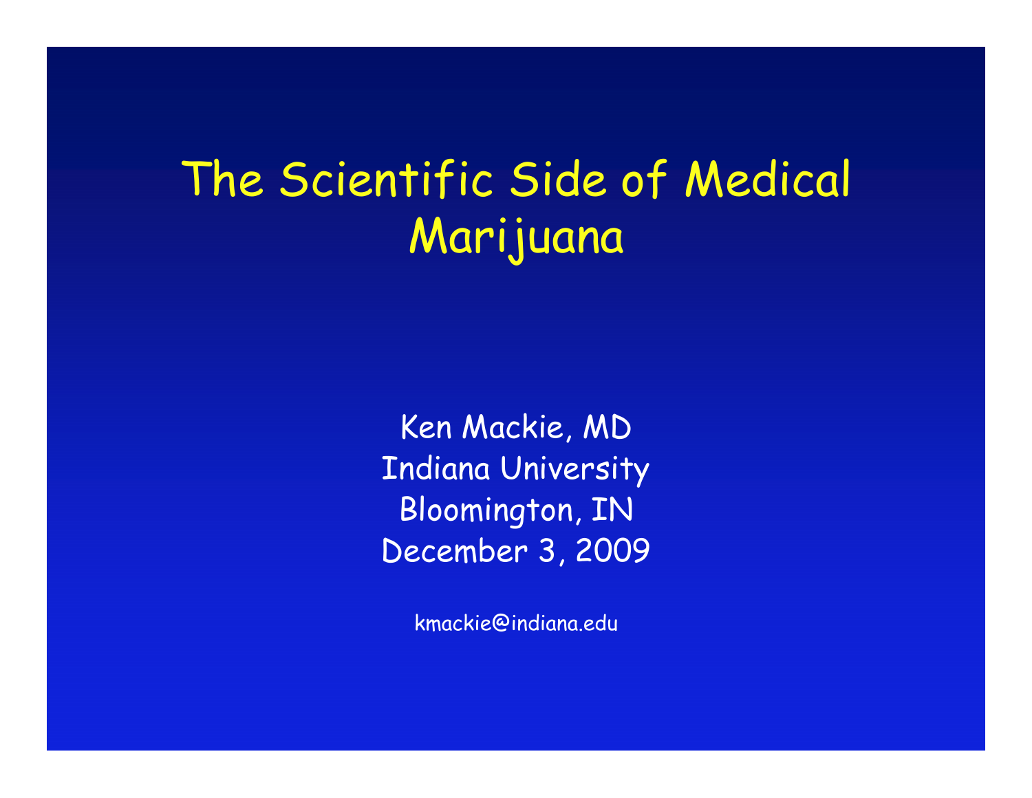# The Scientific Side of Medical Marijuana

Ken Mackie, MD
Indiana University
Bloomington, IN
December 3, 2009

kmackie@indiana.edu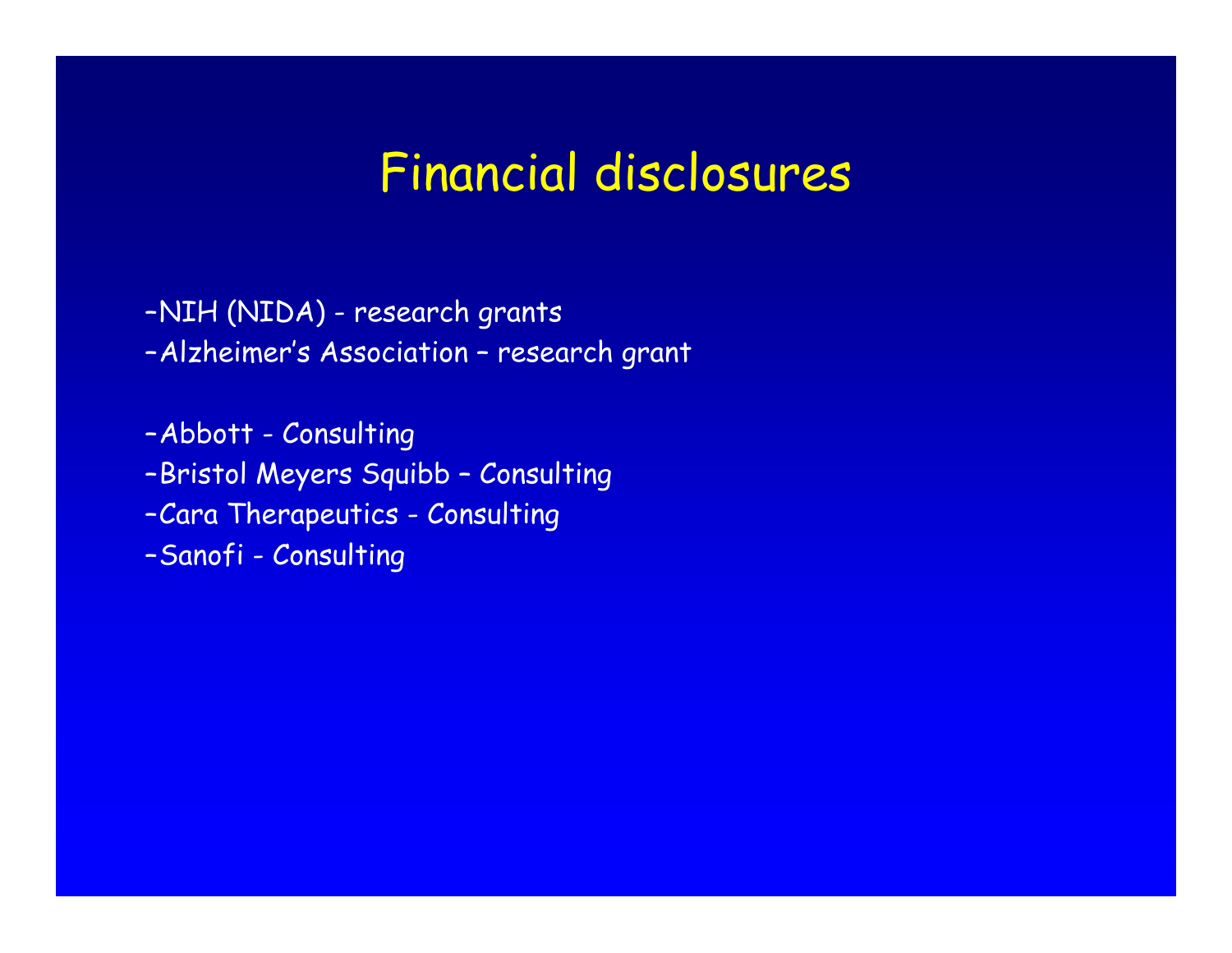# Financial disclosures

–NIH (NIDA) - research grants
–Alzheimer's Association – research grant

–Abbott - Consulting
–Bristol Meyers Squibb – Consulting
–Cara Therapeutics - Consulting
–Sanofi - Consulting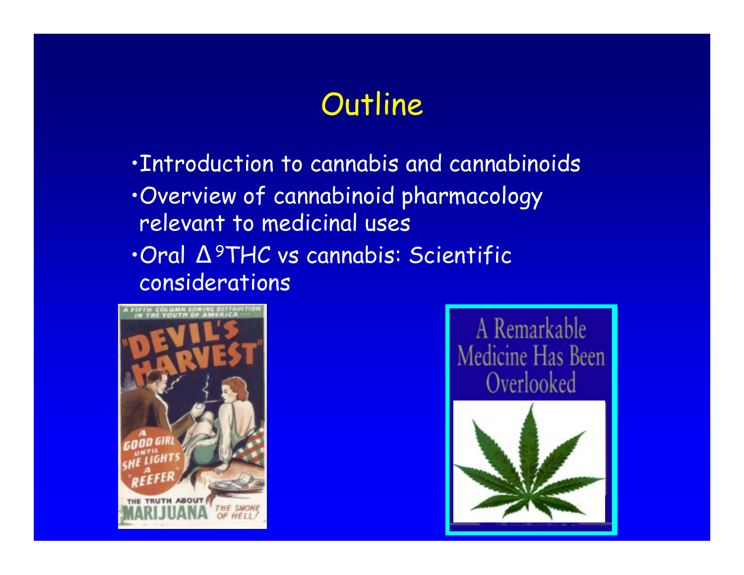# Outline

- Introduction to cannabis and cannabinoids
- Overview of cannabinoid pharmacology relevant to medicinal uses
- Oral $\Delta^9$THC vs cannabis: Scientific considerations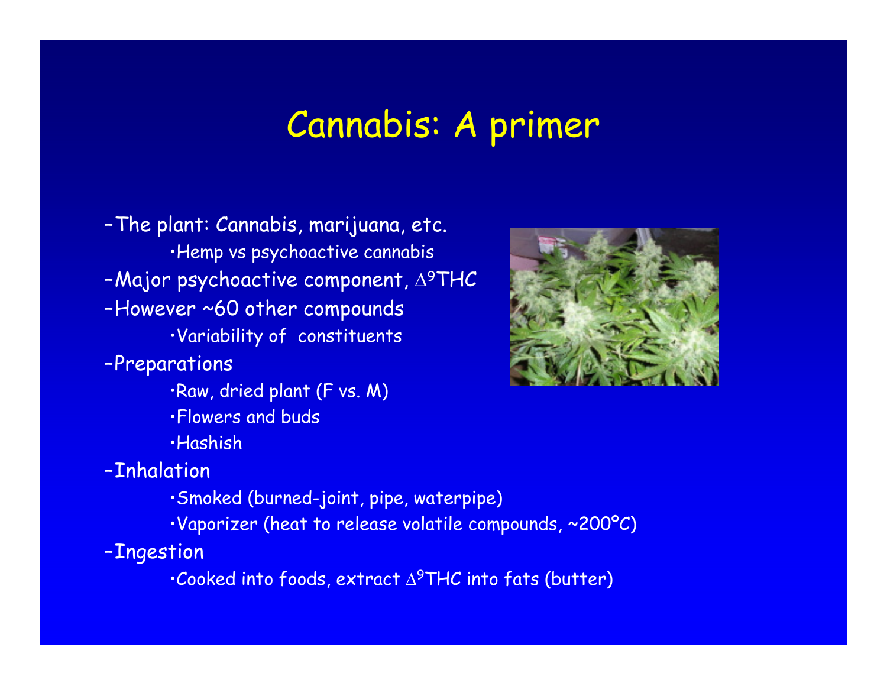# Cannabis: A primer

- The plant: Cannabis, marijuana, etc.
  - Hemp vs psychoactive cannabis
- Major psychoactive component, $\Delta^9$THC
- However ~60 other compounds
  - Variability of constituents
- Preparations
  - Raw, dried plant (F vs. M)
  - Flowers and buds
  - Hashish
- Inhalation
  - Smoked (burned-joint, pipe, waterpipe)
  - Vaporizer (heat to release volatile compounds, ~200°C)
- Ingestion
  - Cooked into foods, extract $\Delta^9$THC into fats (butter)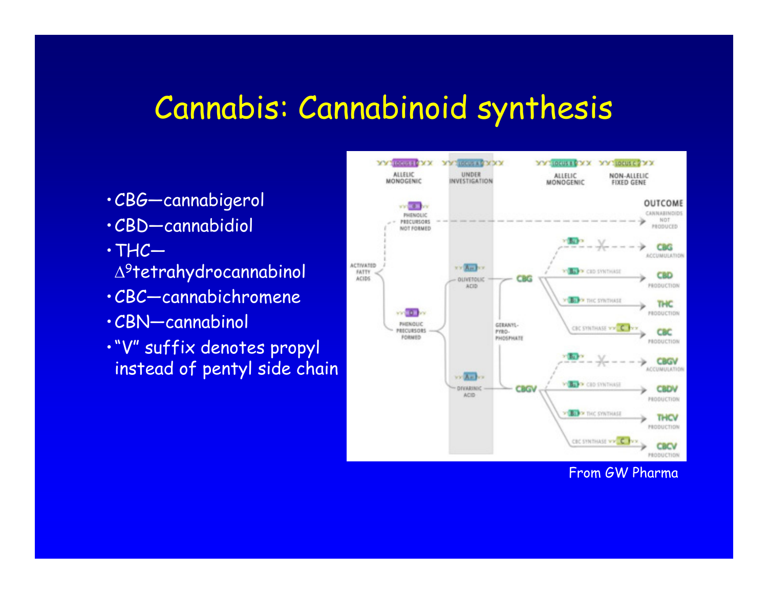# Cannabis: Cannabinoid synthesis

- CBG—cannabigerol
- CBD—cannabidiol
- THC—$\Delta^9$tetrahydrocannabinol
- CBC—cannabichromene
- CBN—cannabinol
- "V" suffix denotes propyl instead of pentyl side chain

From GW Pharma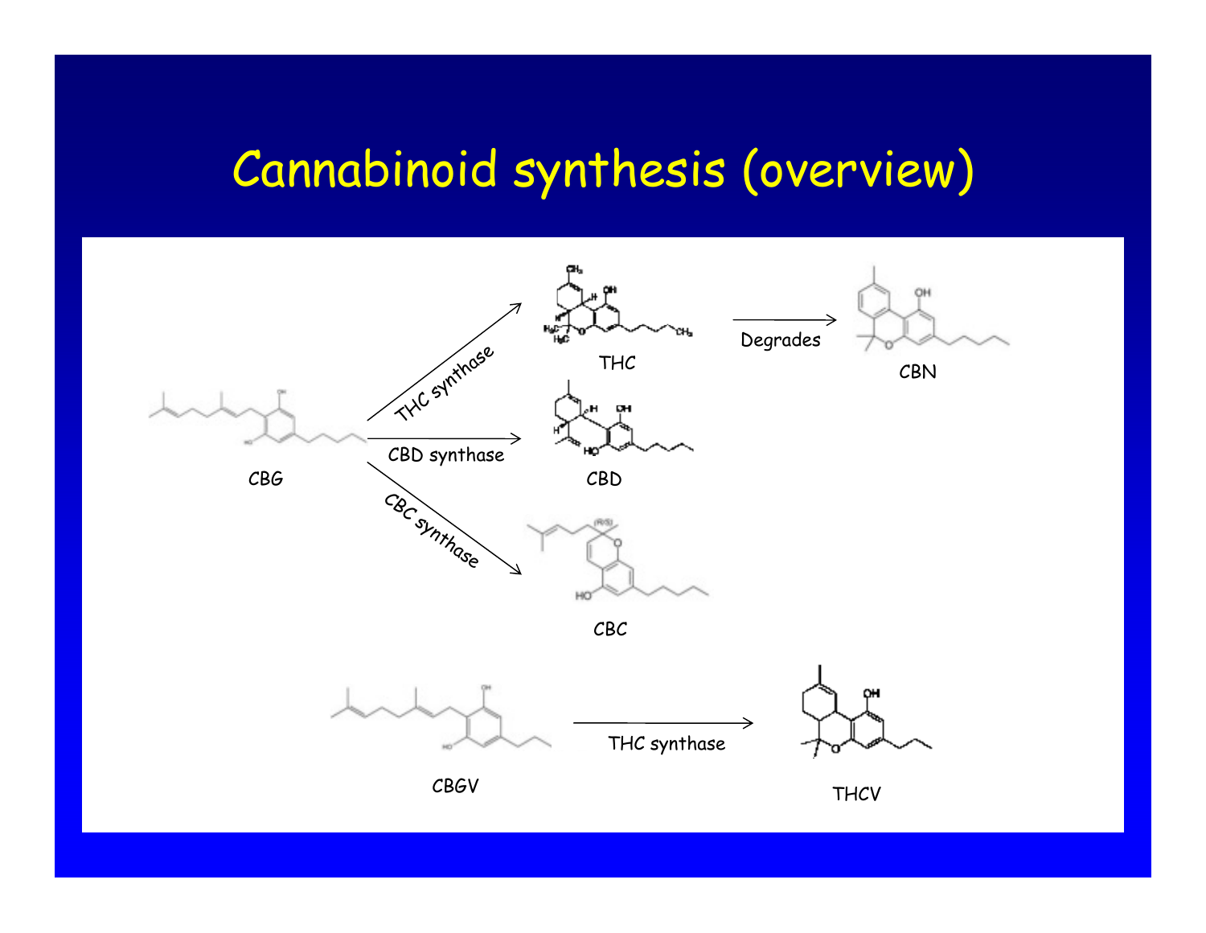# Cannabinoid synthesis (overview)

CBG → THC synthase → THC → Degrades → CBN

CBG → CBD synthase → CBD

CBG → CBC synthase → CBC

CBGV → THC synthase → THCV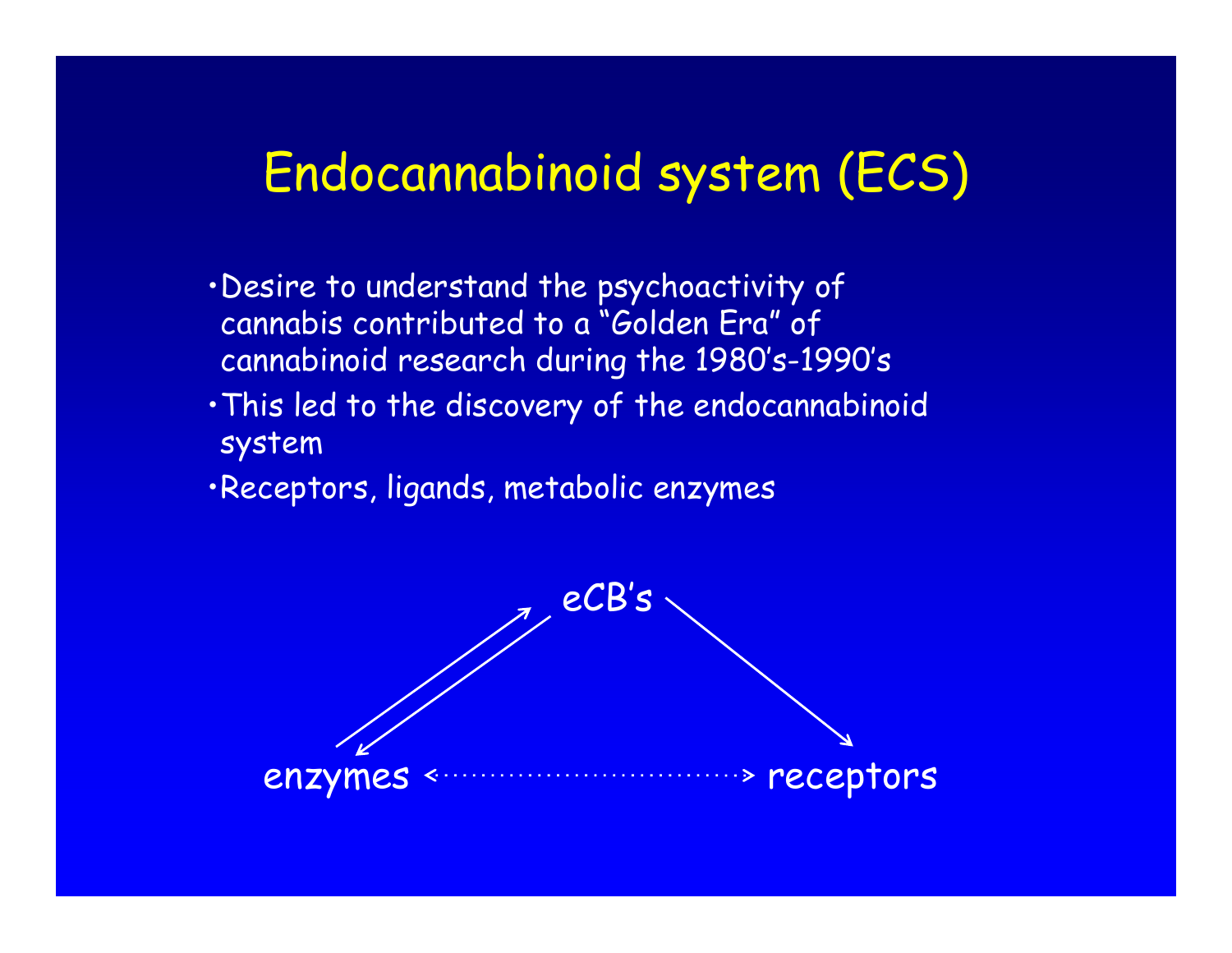# Endocannabinoid system (ECS)

- Desire to understand the psychoactivity of cannabis contributed to a "Golden Era" of cannabinoid research during the 1980's-1990's
- This led to the discovery of the endocannabinoid system
- Receptors, ligands, metabolic enzymes

eCB's

enzymes ↔ receptors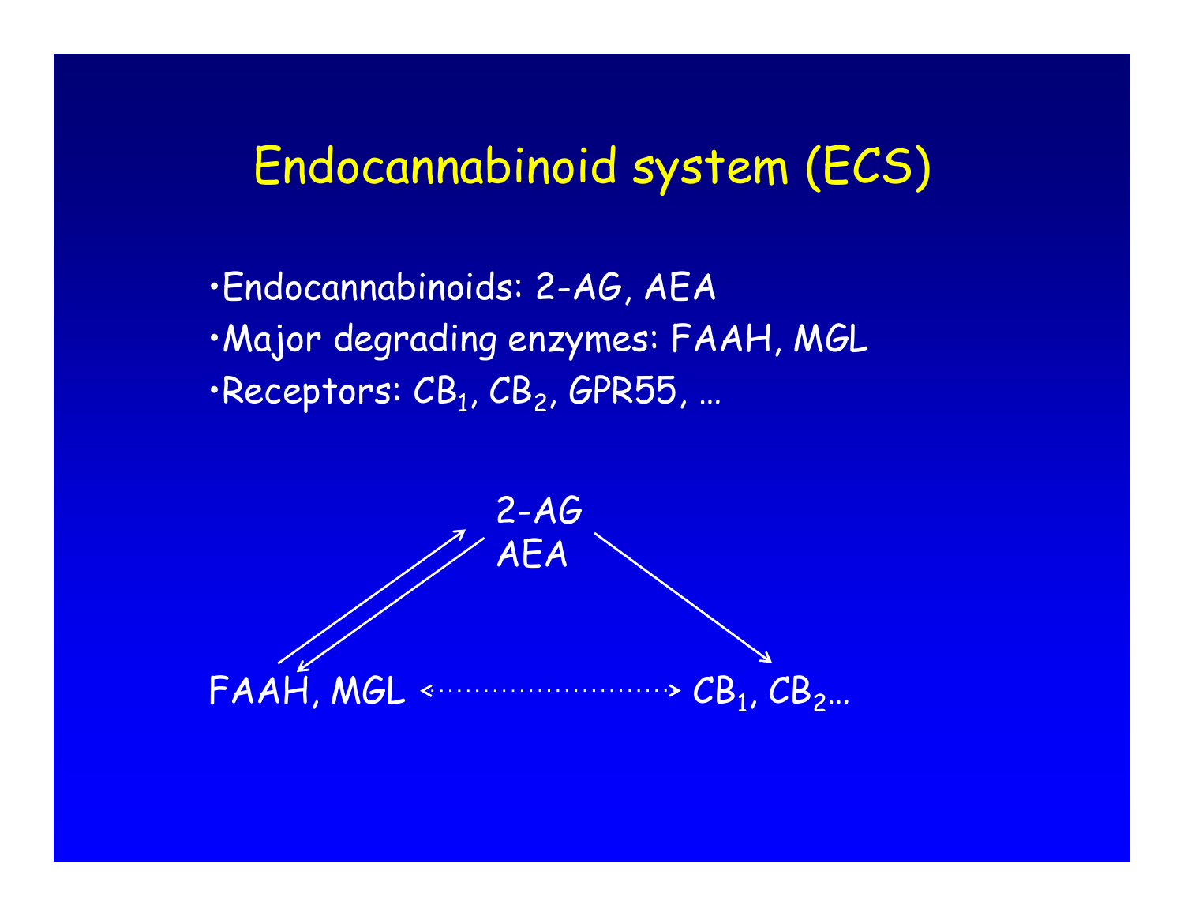# Endocannabinoid system (ECS)

- Endocannabinoids: 2-AG, AEA
- Major degrading enzymes: FAAH, MGL
- Receptors: $CB_1$, $CB_2$, GPR55, …

2-AG
AEA

FAAH, MGL ←⋯⋯⋯→ $CB_1$, $CB_2$…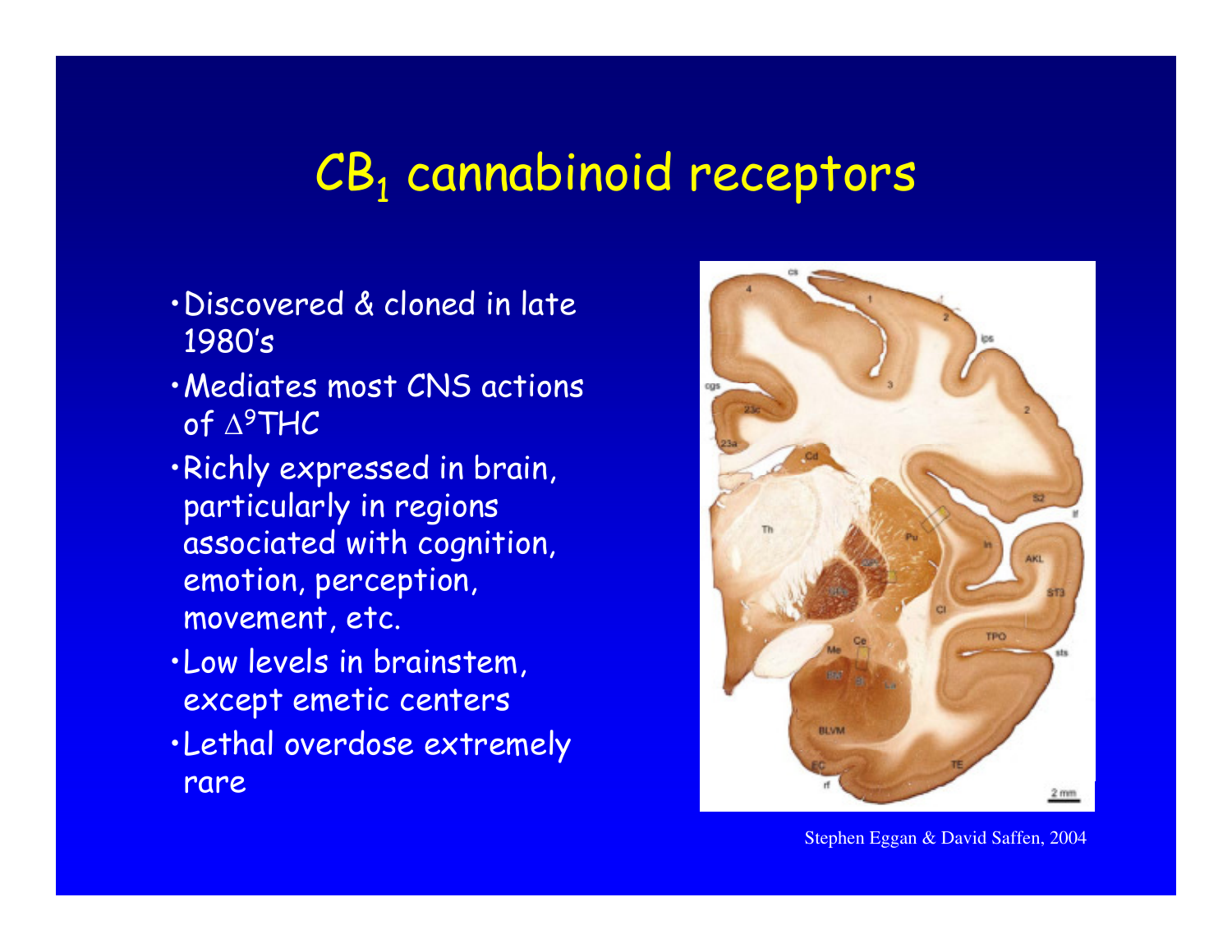# $CB_1$ cannabinoid receptors

- Discovered & cloned in late 1980's
- Mediates most CNS actions of $\Delta^9$THC
- Richly expressed in brain, particularly in regions associated with cognition, emotion, perception, movement, etc.
- Low levels in brainstem, except emetic centers
- Lethal overdose extremely rare

Stephen Eggan & David Saffen, 2004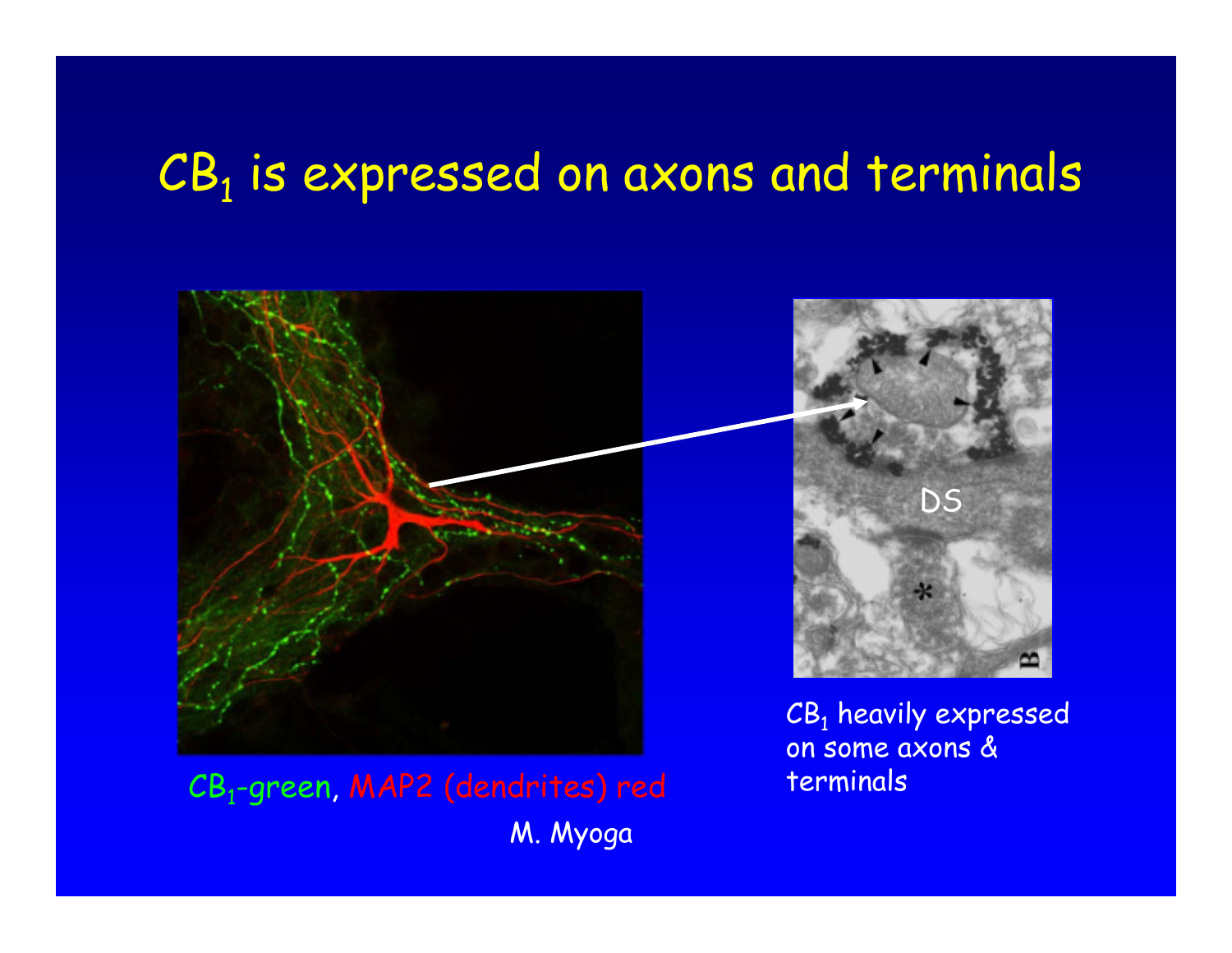# $CB_1$ is expressed on axons and terminals

$CB_1$-green, MAP2 (dendrites) red

M. Myoga

$CB_1$ heavily expressed on some axons & terminals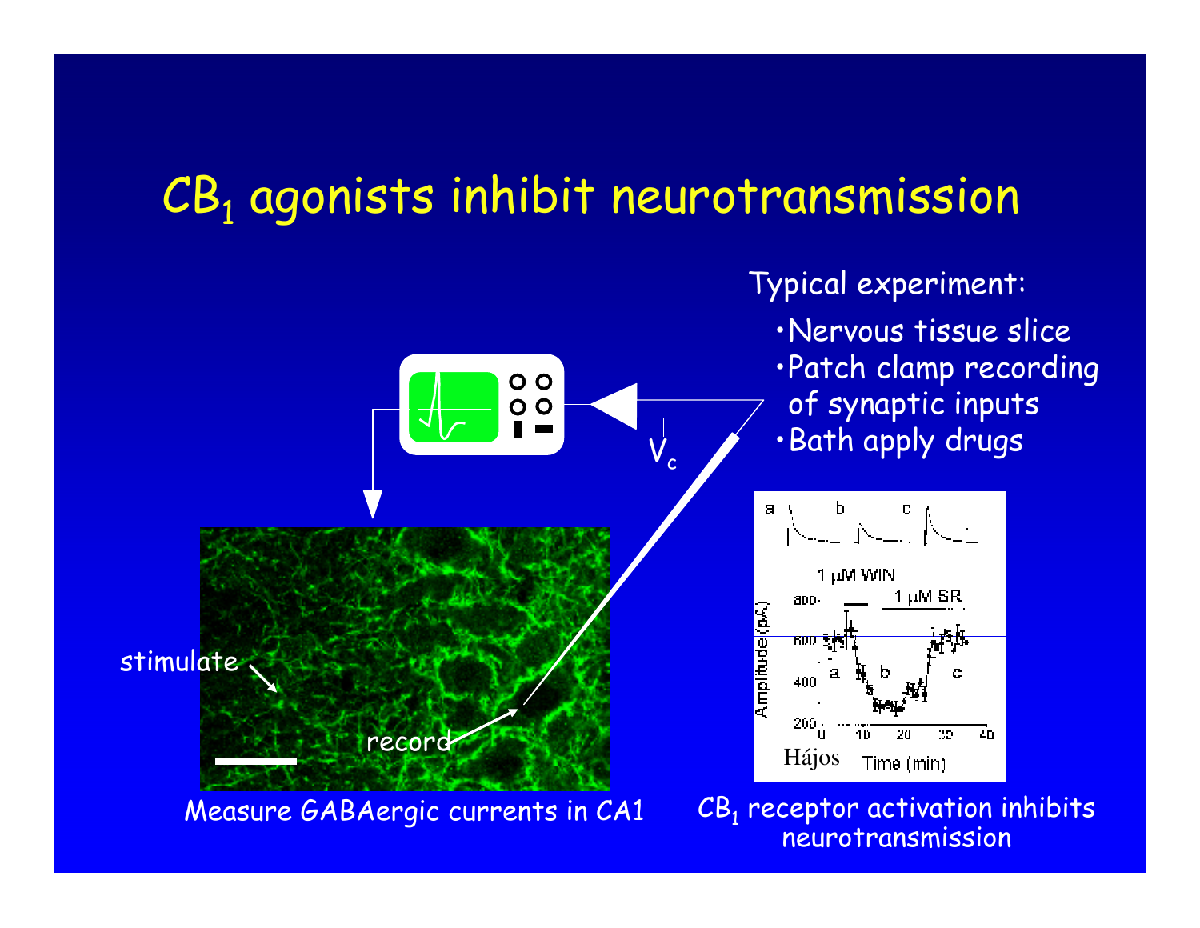# $CB_1$ agonists inhibit neurotransmission

Typical experiment:

- Nervous tissue slice
- Patch clamp recording of synaptic inputs
- Bath apply drugs

$V_c$

stimulate

record

Measure GABAergic currents in CA1

$CB_1$ receptor activation inhibits neurotransmission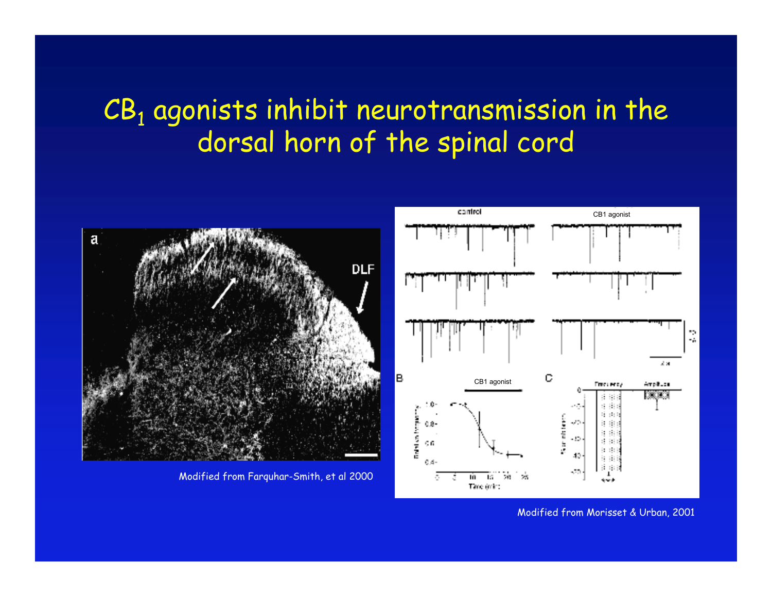# $CB_1$ agonists inhibit neurotransmission in the dorsal horn of the spinal cord

Modified from Farquhar-Smith, et al 2000

Modified from Morisset & Urban, 2001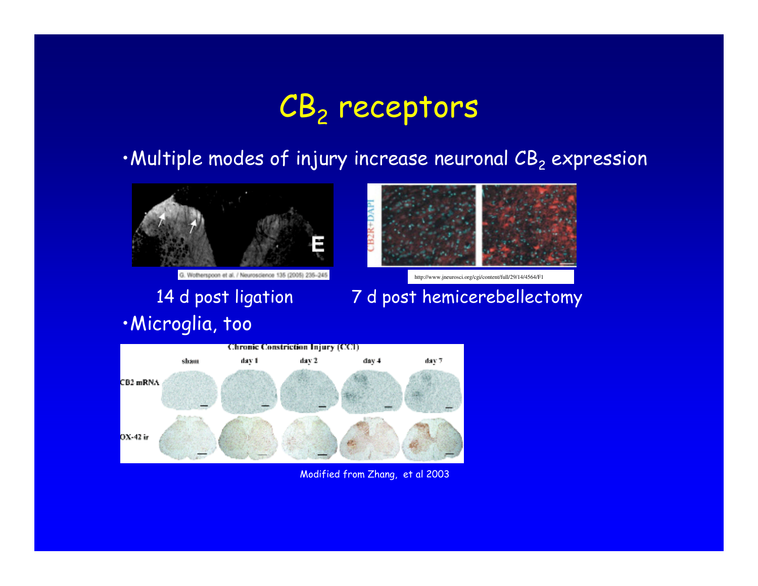# $CB_2$ receptors

- Multiple modes of injury increase neuronal $CB_2$ expression

G. Wotherspoon et al. / Neuroscience 135 (2005) 235–245

http://www.jneurosci.org/cgi/content/full/29/14/4564/F1

14 d post ligation

7 d post hemicerebellectomy

- Microglia, too

Modified from Zhang, et al 2003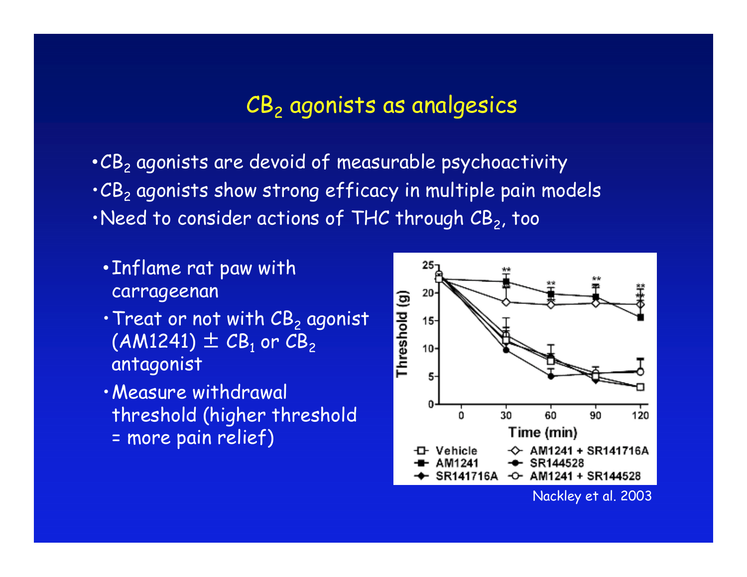# $CB_2$ agonists as analgesics

- $CB_2$ agonists are devoid of measurable psychoactivity
- $CB_2$ agonists show strong efficacy in multiple pain models
- Need to consider actions of THC through $CB_2$, too
  - Inflame rat paw with carrageenan
  - Treat or not with $CB_2$ agonist (AM1241) ± $CB_1$ or $CB_2$ antagonist
  - Measure withdrawal threshold (higher threshold = more pain relief)

Nackley et al. 2003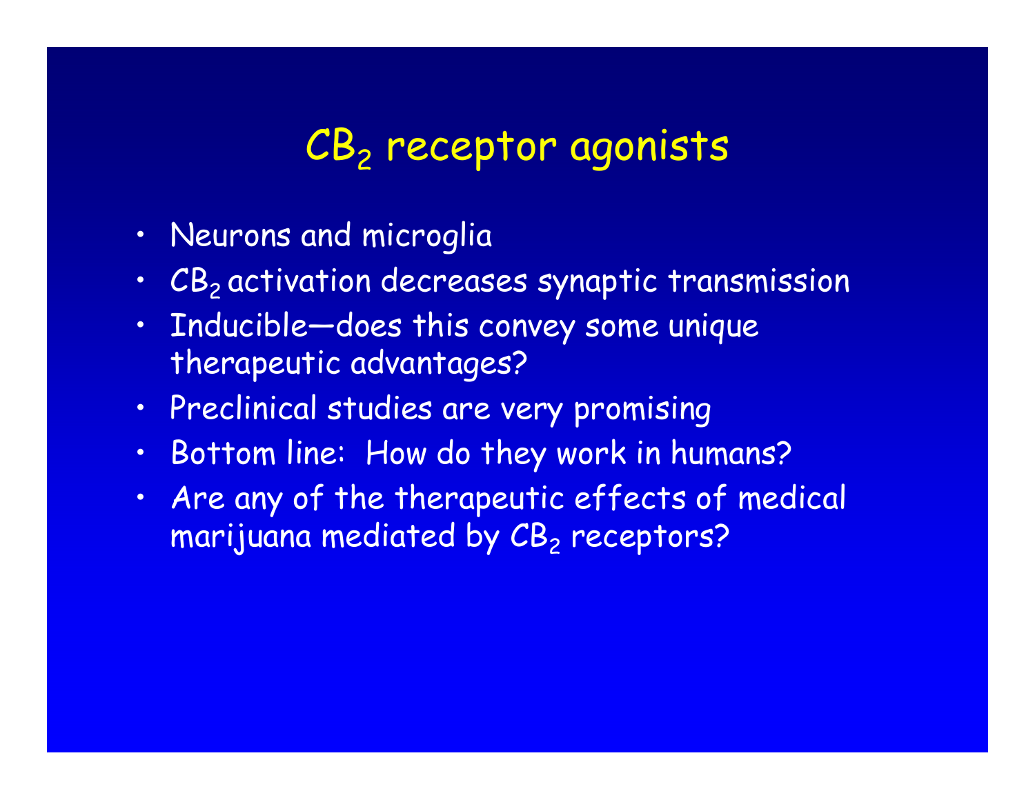# $CB_2$ receptor agonists

- Neurons and microglia
- $CB_2$ activation decreases synaptic transmission
- Inducible—does this convey some unique therapeutic advantages?
- Preclinical studies are very promising
- Bottom line: How do they work in humans?
- Are any of the therapeutic effects of medical marijuana mediated by $CB_2$ receptors?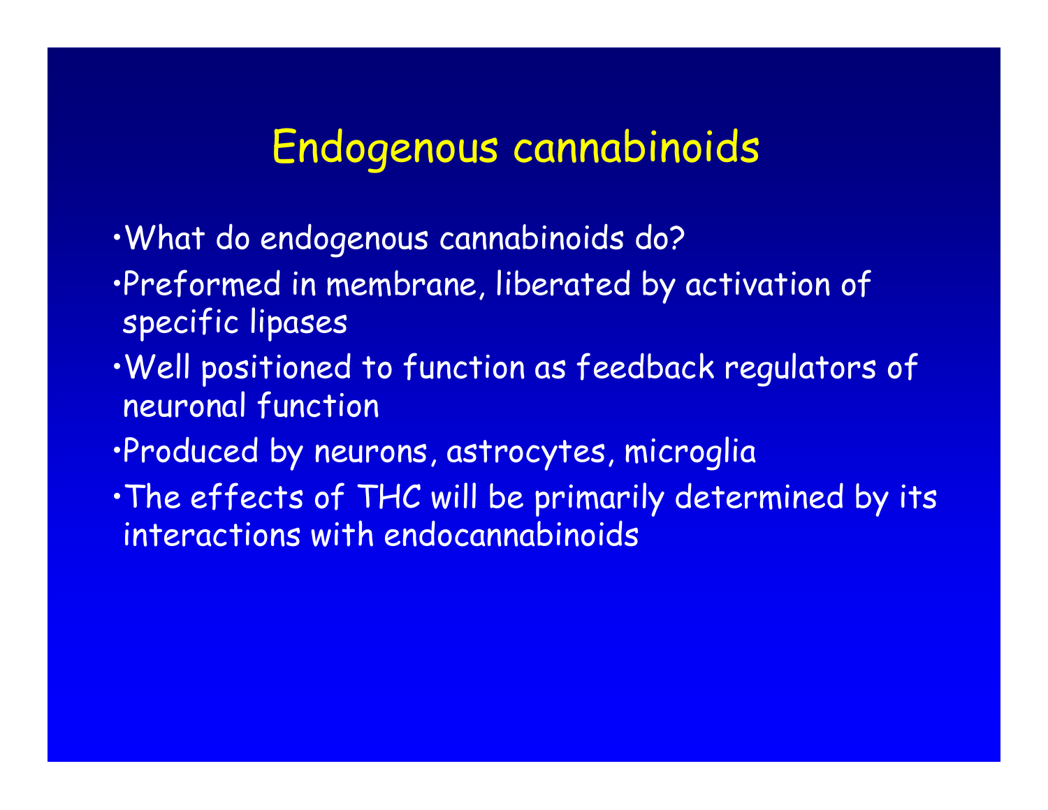# Endogenous cannabinoids

- What do endogenous cannabinoids do?
- Preformed in membrane, liberated by activation of specific lipases
- Well positioned to function as feedback regulators of neuronal function
- Produced by neurons, astrocytes, microglia
- The effects of THC will be primarily determined by its interactions with endocannabinoids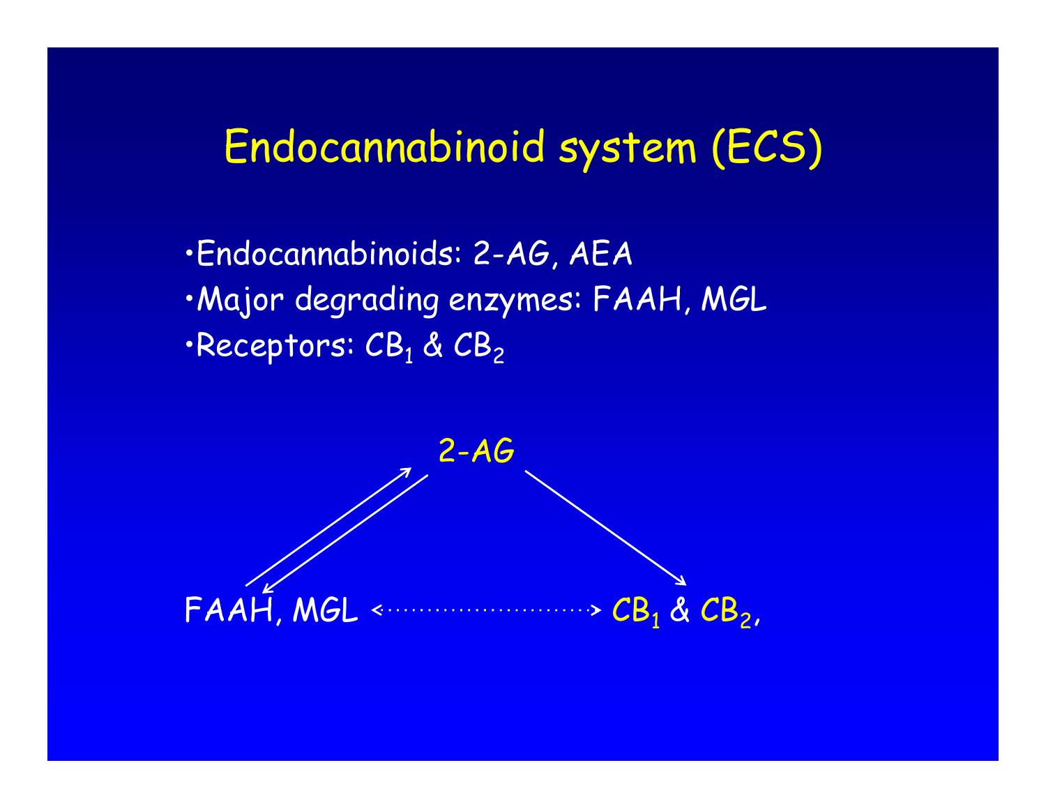# Endocannabinoid system (ECS)

- Endocannabinoids: 2-AG, AEA
- Major degrading enzymes: FAAH, MGL
- Receptors: $CB_1$ & $CB_2$

2-AG

FAAH, MGL ←·····→ $CB_1$ & $CB_2$,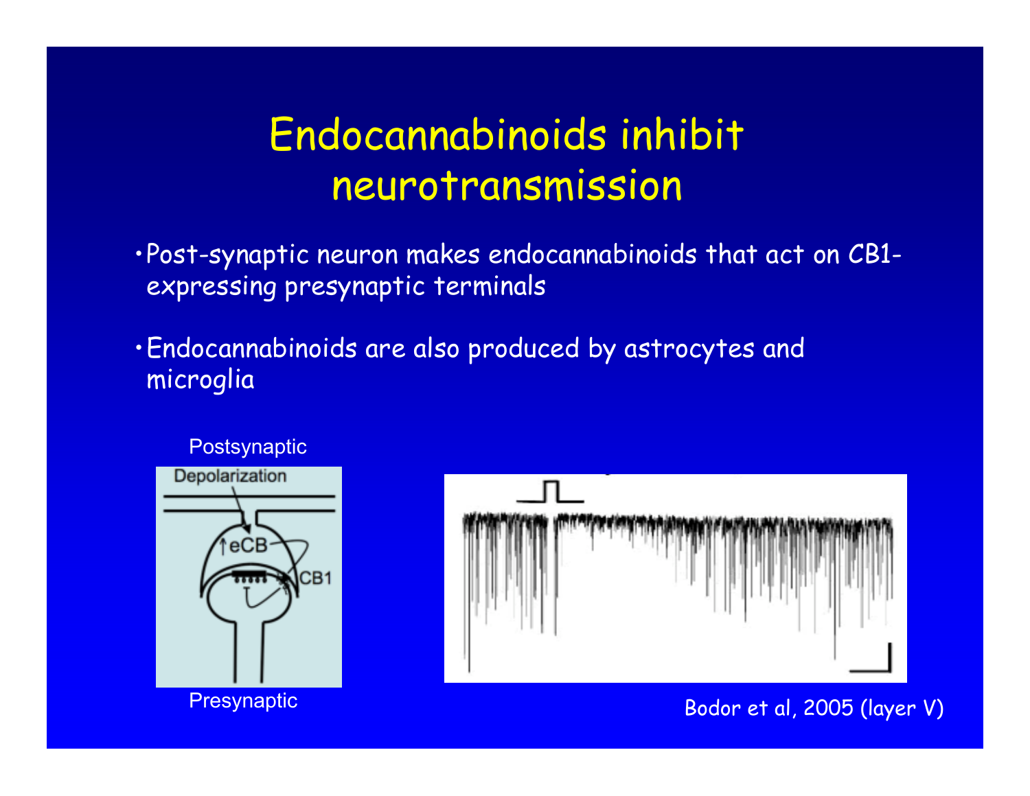# Endocannabinoids inhibit neurotransmission

- Post-synaptic neuron makes endocannabinoids that act on CB1-expressing presynaptic terminals
- Endocannabinoids are also produced by astrocytes and microglia

Postsynaptic

Presynaptic

Bodor et al, 2005 (layer V)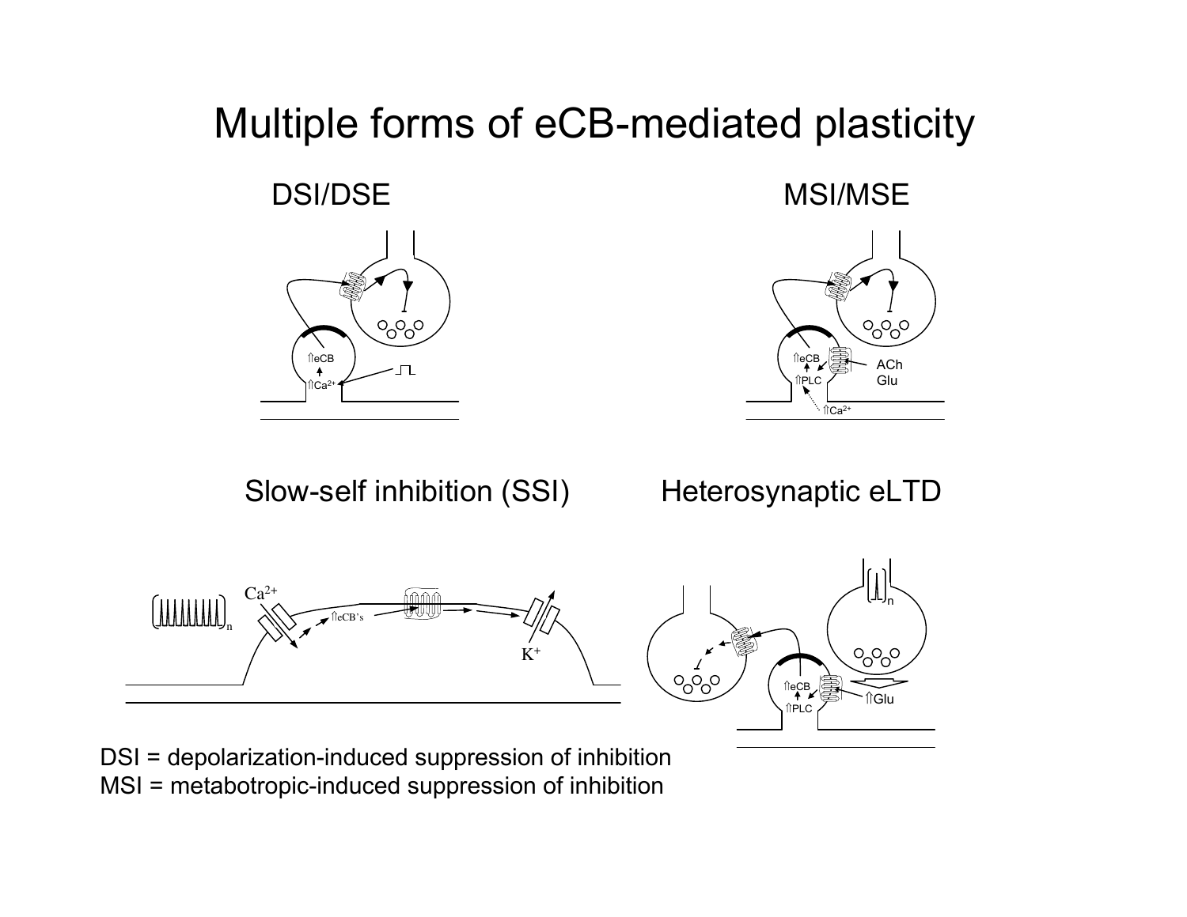# Multiple forms of eCB-mediated plasticity

DSI/DSE

MSI/MSE

Slow-self inhibition (SSI)

Heterosynaptic eLTD

DSI = depolarization-induced suppression of inhibition
MSI = metabotropic-induced suppression of inhibition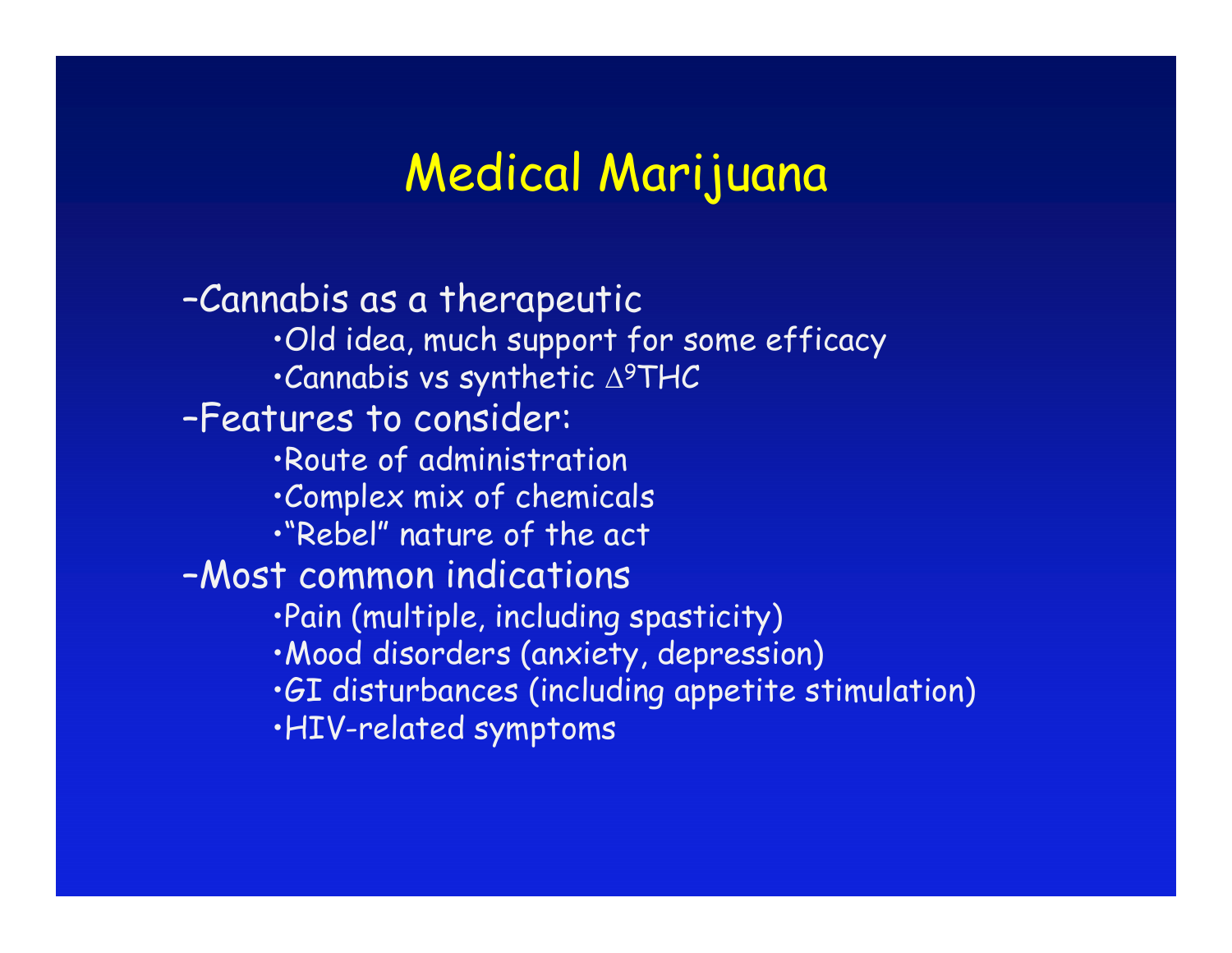# Medical Marijuana

- Cannabis as a therapeutic
  - Old idea, much support for some efficacy
  - Cannabis vs synthetic $\Delta^9$THC
- Features to consider:
  - Route of administration
  - Complex mix of chemicals
  - "Rebel" nature of the act
- Most common indications
  - Pain (multiple, including spasticity)
  - Mood disorders (anxiety, depression)
  - GI disturbances (including appetite stimulation)
  - HIV-related symptoms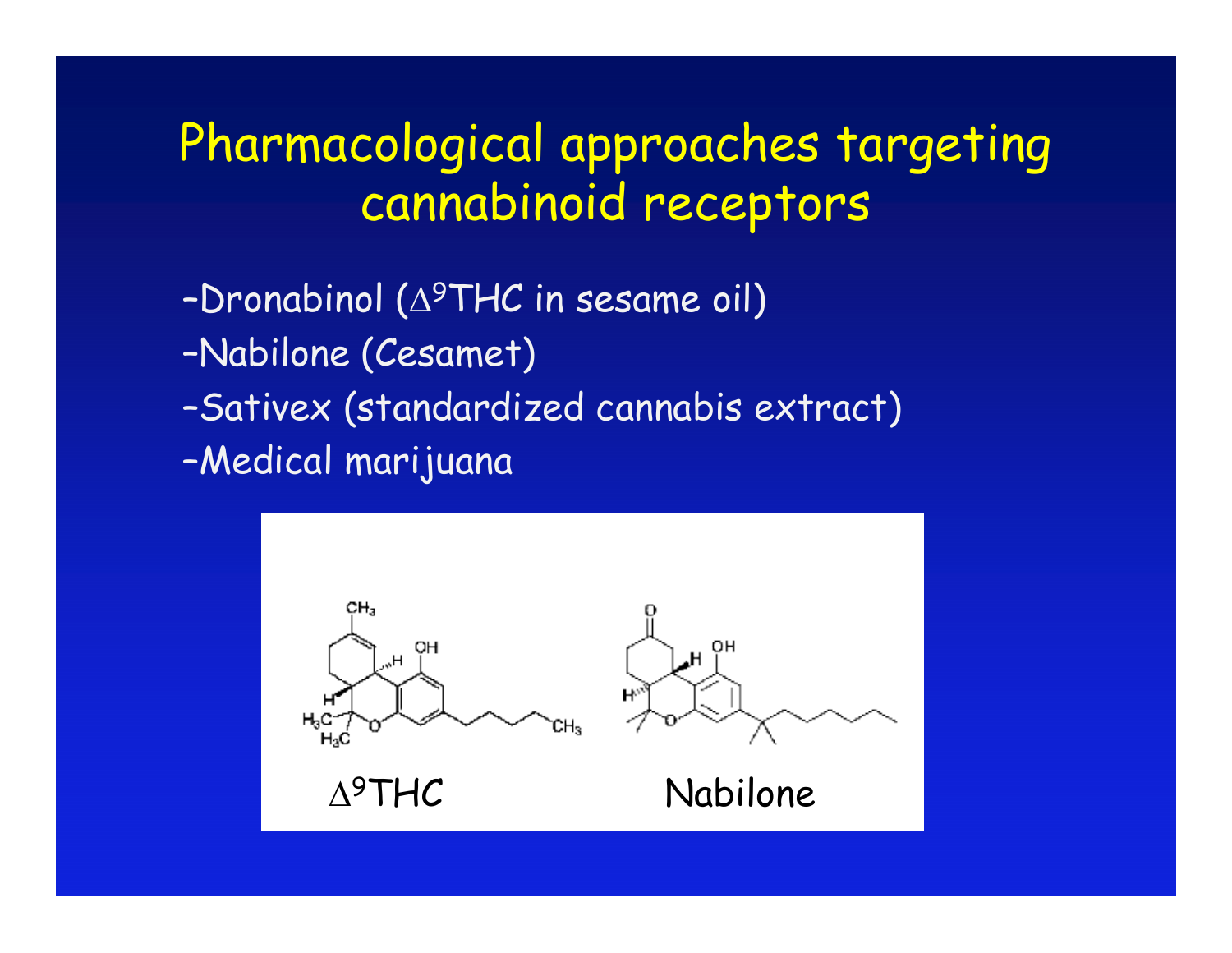# Pharmacological approaches targeting cannabinoid receptors

- –Dronabinol ($\Delta^9$THC in sesame oil)
- –Nabilone (Cesamet)
- –Sativex (standardized cannabis extract)
- –Medical marijuana

$\Delta^9$THC

Nabilone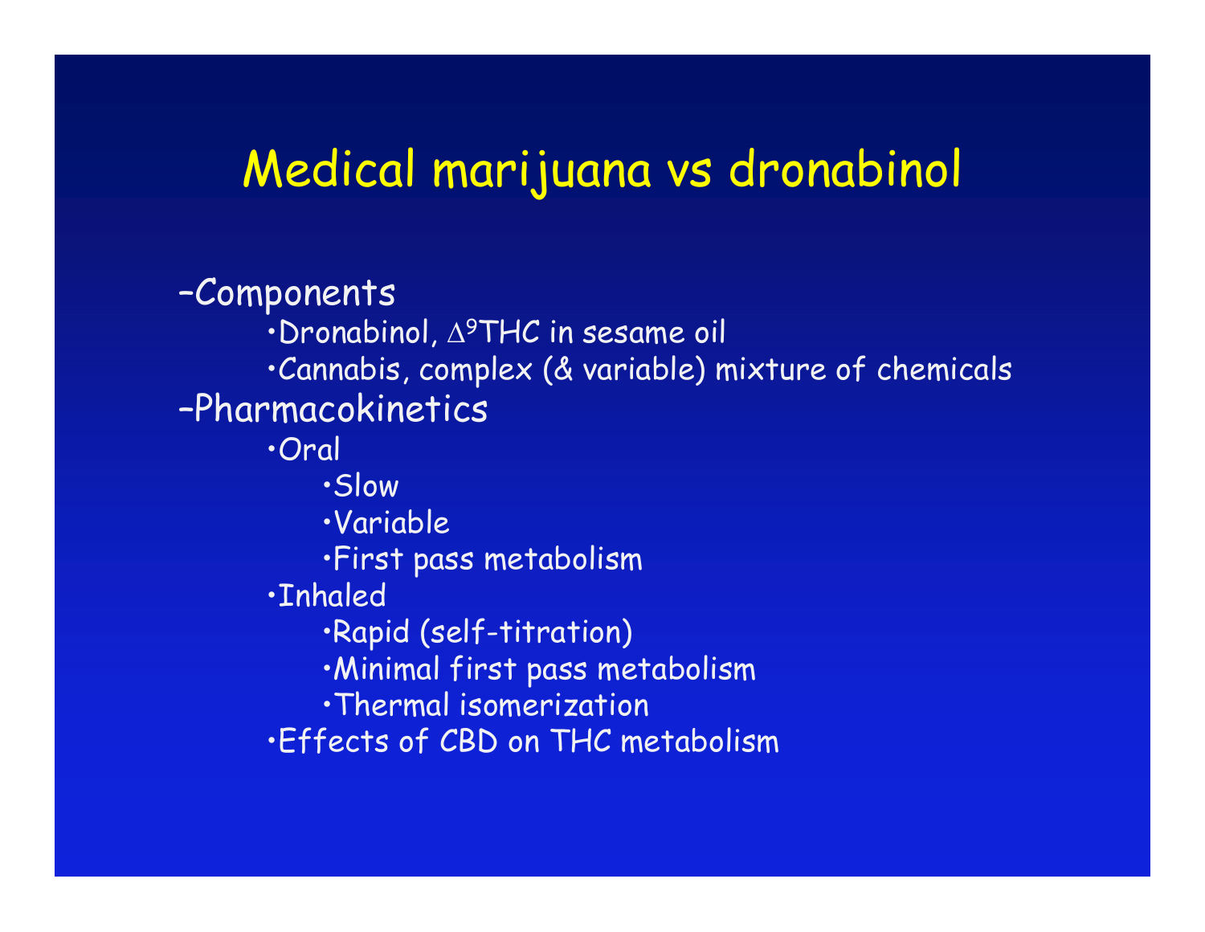# Medical marijuana vs dronabinol

- Components
  - Dronabinol, $\Delta^9$THC in sesame oil
  - Cannabis, complex (& variable) mixture of chemicals
- Pharmacokinetics
  - Oral
    - Slow
    - Variable
    - First pass metabolism
  - Inhaled
    - Rapid (self-titration)
    - Minimal first pass metabolism
    - Thermal isomerization
  - Effects of CBD on THC metabolism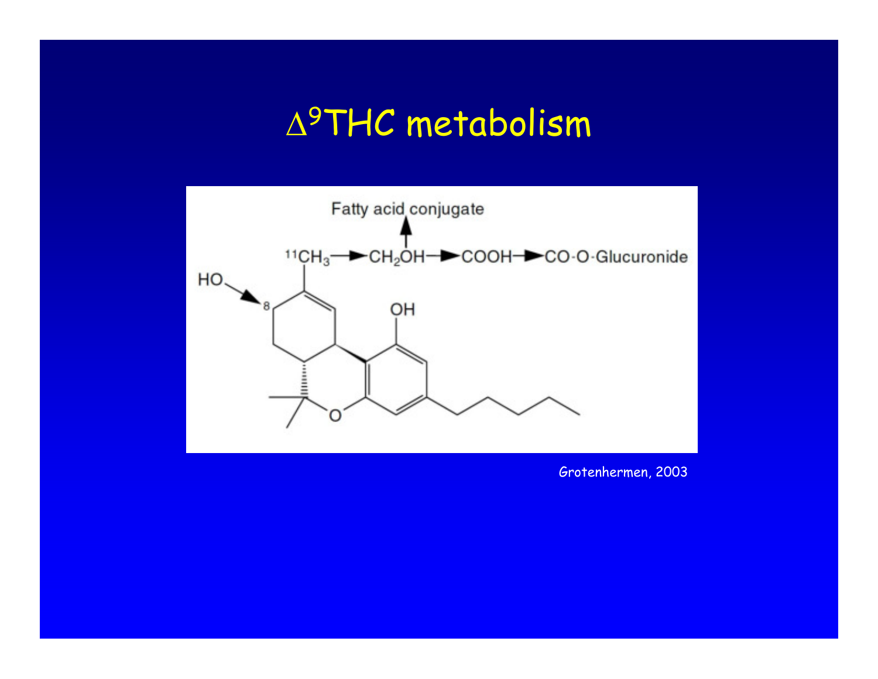# $\Delta^9$THC metabolism

Fatty acid conjugate

$^{11}CH_3$ → $CH_2OH$ → $COOH$ → CO-O-Glucuronide

HO → 8

OH

O

Grotenhermen, 2003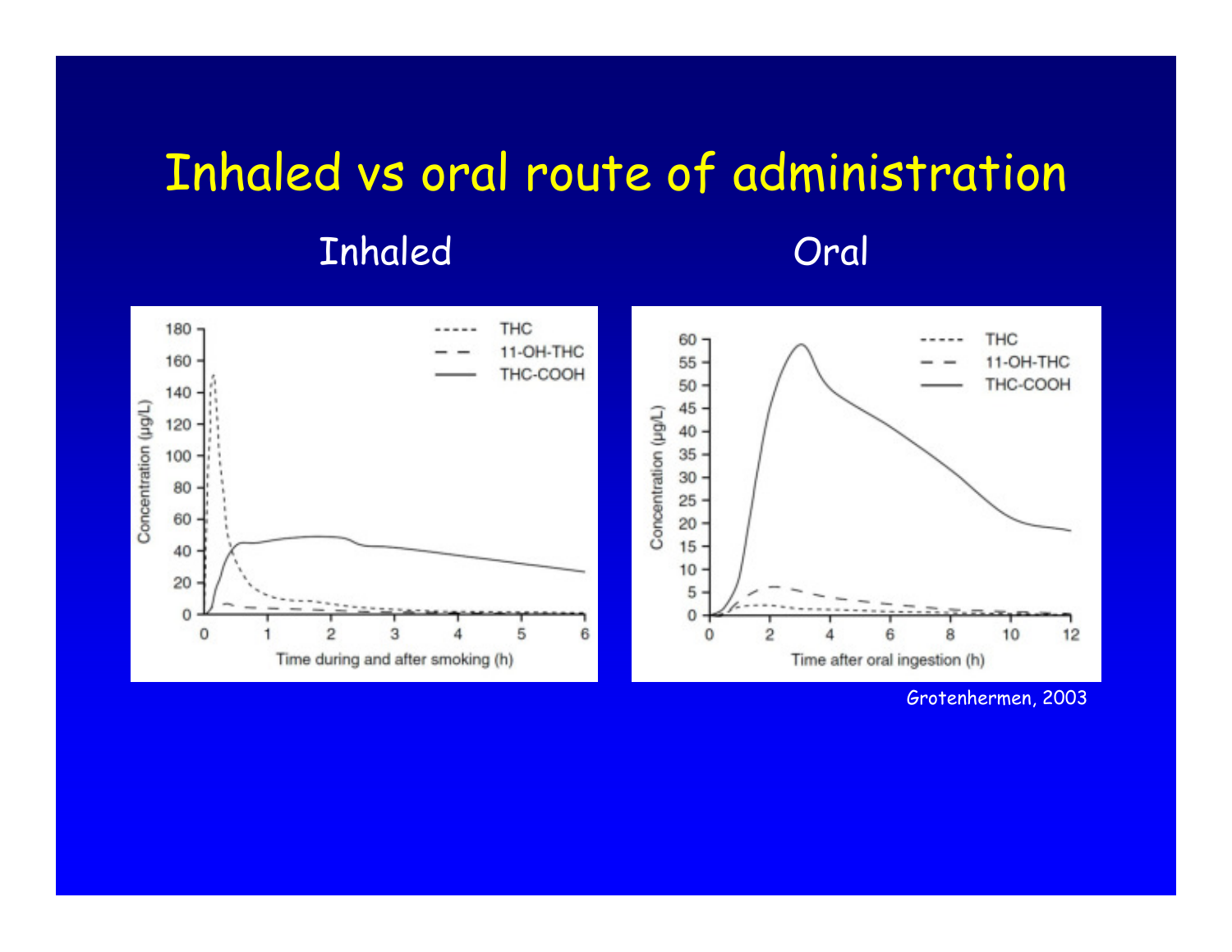# Inhaled vs oral route of administration

Inhaled

Oral

Grotenhermen, 2003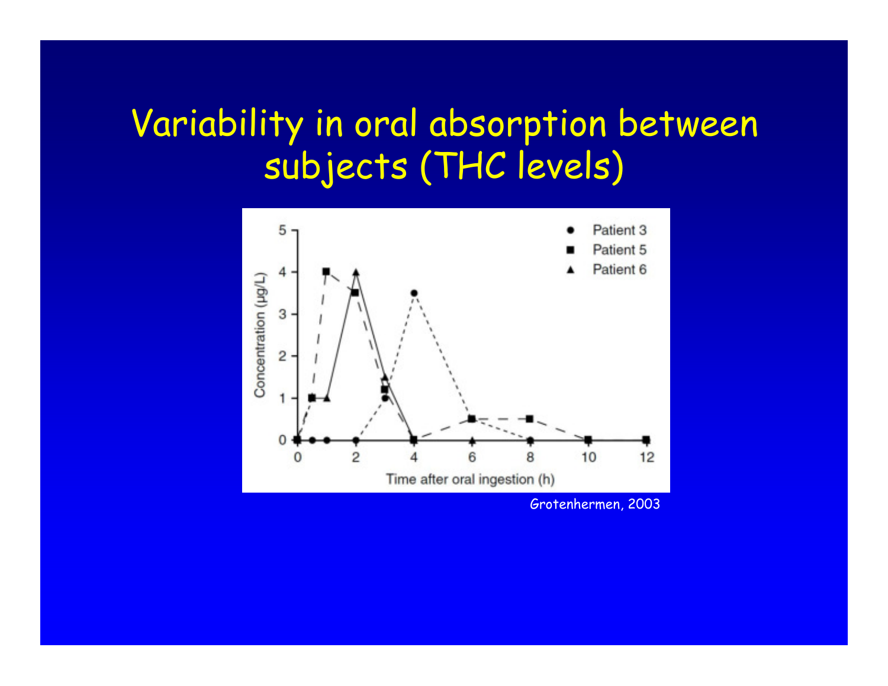# Variability in oral absorption between subjects (THC levels)

Grotenhermen, 2003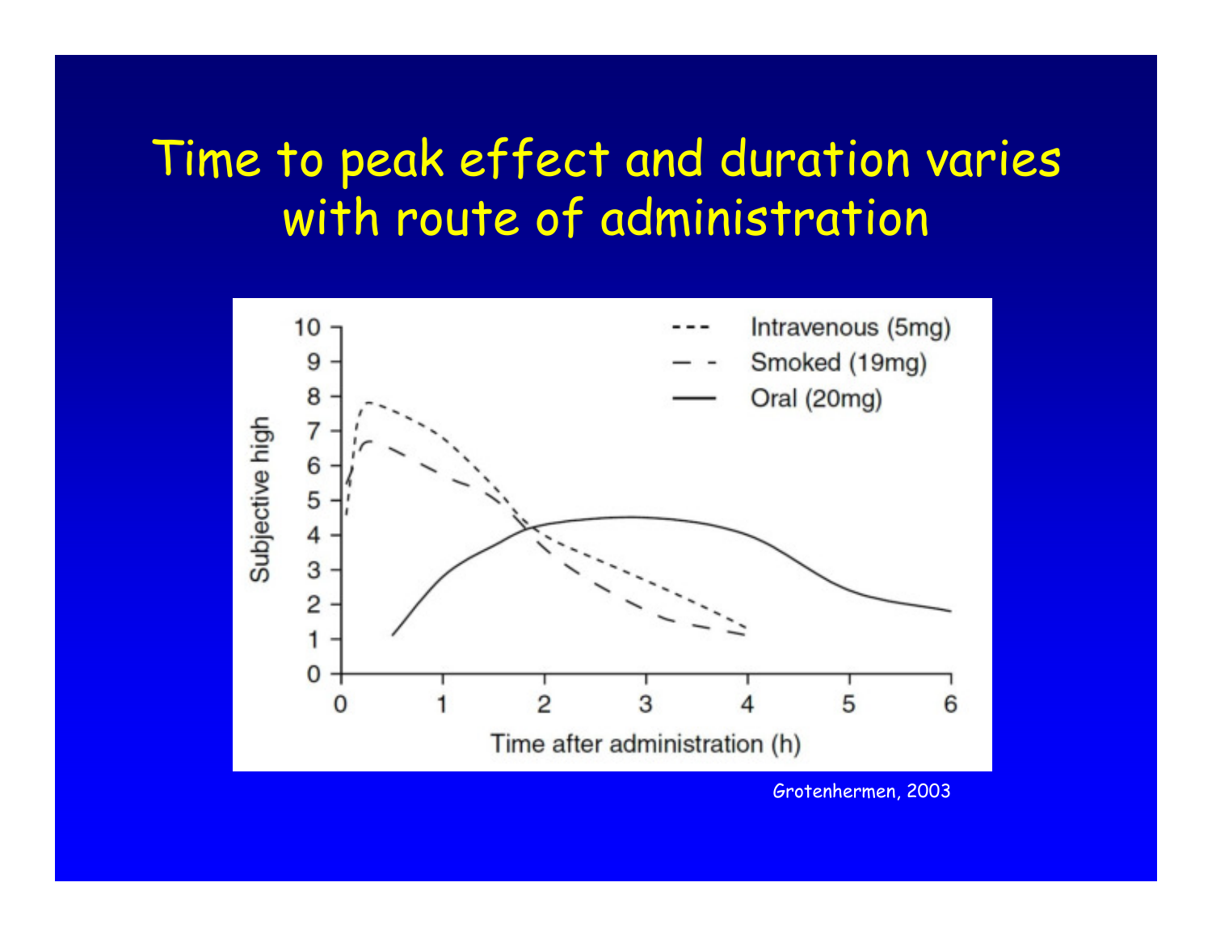# Time to peak effect and duration varies with route of administration

Subjective high

Time after administration (h)

Intravenous (5mg)
Smoked (19mg)
Oral (20mg)

Grotenhermen, 2003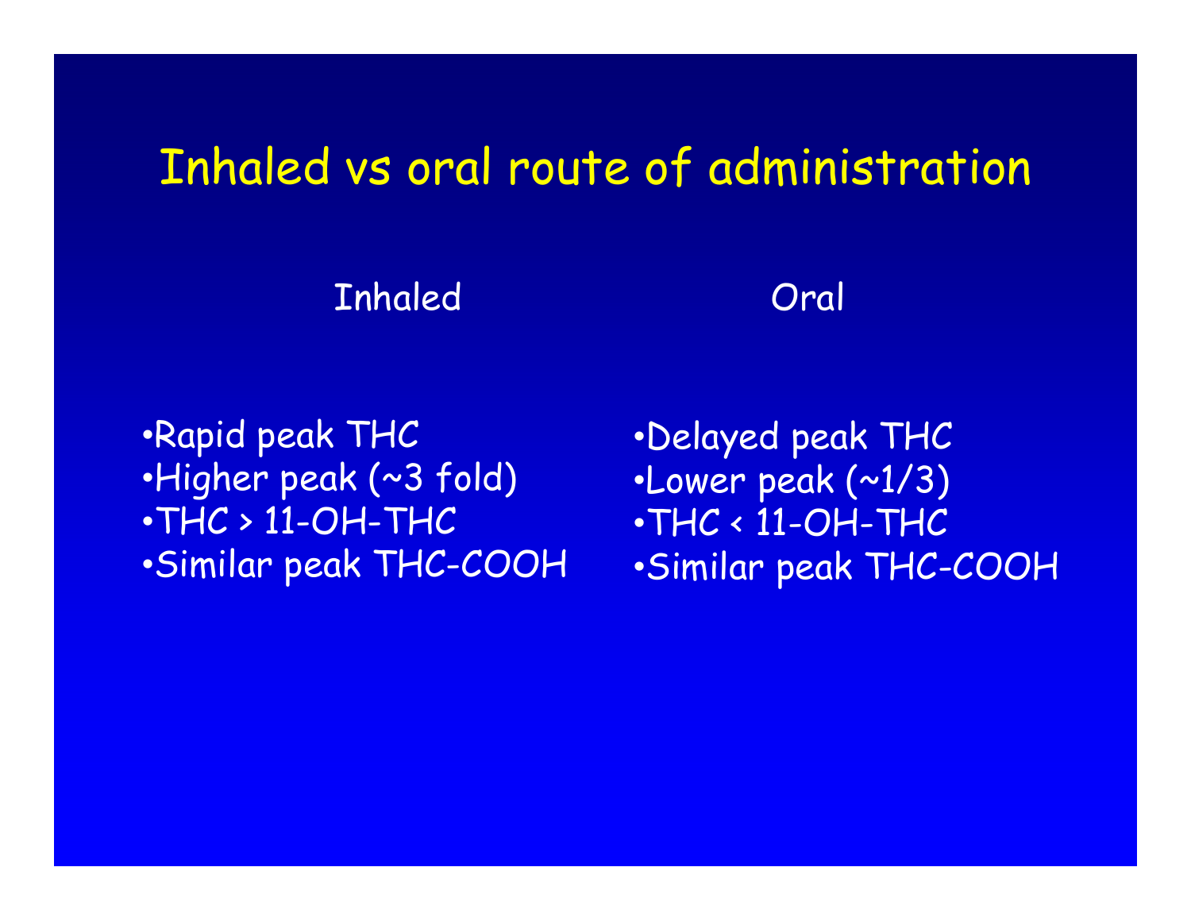# Inhaled vs oral route of administration

| Inhaled | Oral |
| --- | --- |
| •Rapid peak THC | •Delayed peak THC |
| •Higher peak (~3 fold) | •Lower peak (~1/3) |
| •THC > 11-OH-THC | •THC < 11-OH-THC |
| •Similar peak THC-COOH | •Similar peak THC-COOH |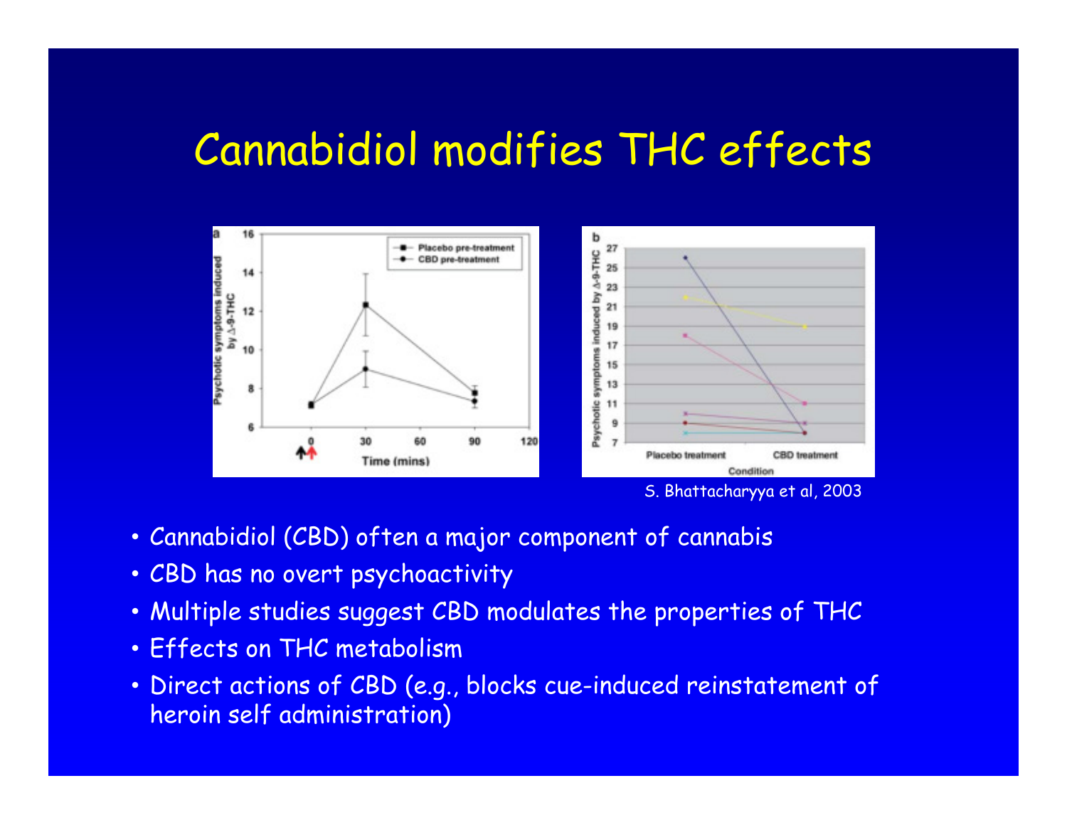# Cannabidiol modifies THC effects

S. Bhattacharyya et al, 2003

- Cannabidiol (CBD) often a major component of cannabis
- CBD has no overt psychoactivity
- Multiple studies suggest CBD modulates the properties of THC
- Effects on THC metabolism
- Direct actions of CBD (e.g., blocks cue-induced reinstatement of heroin self administration)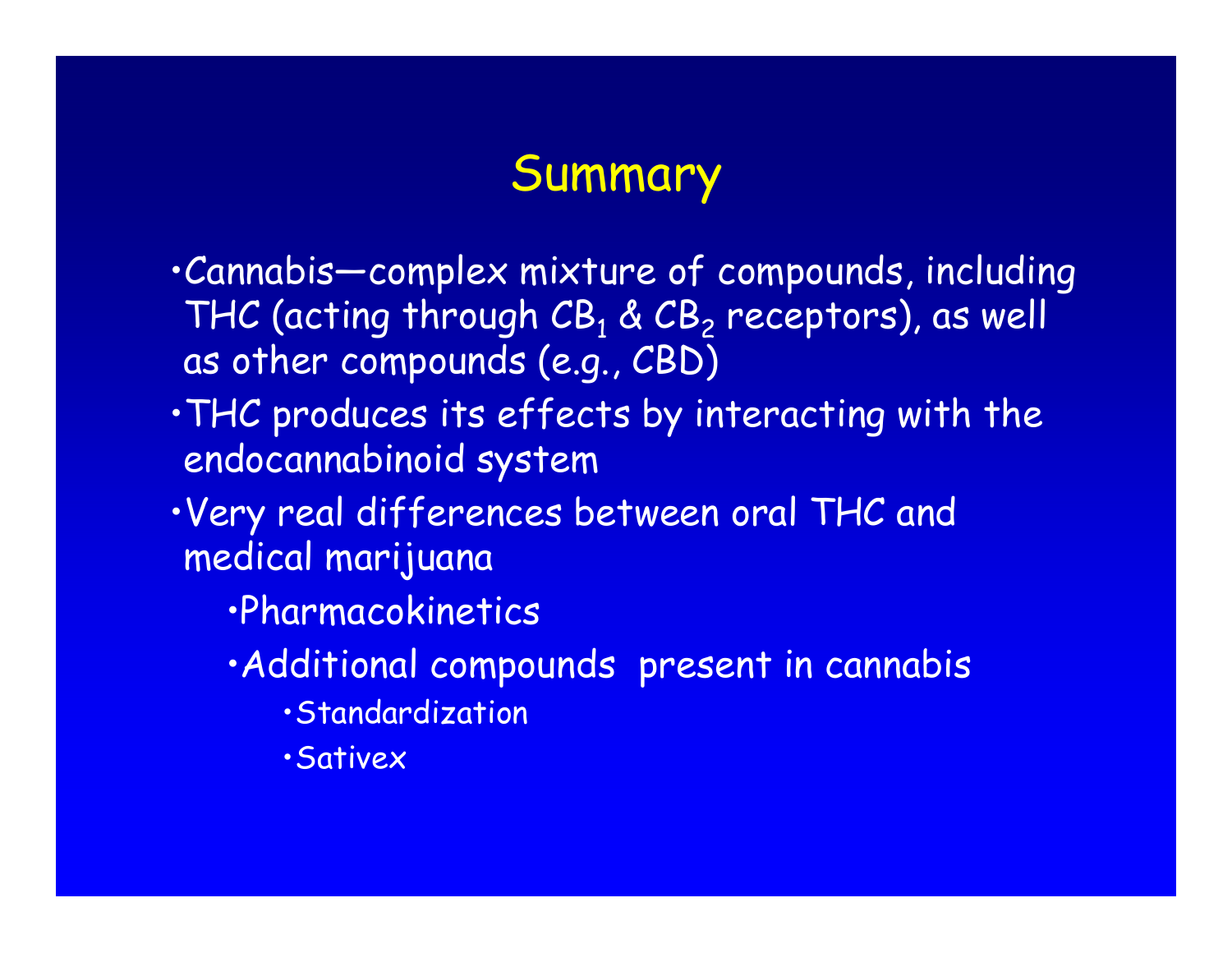# Summary

- Cannabis—complex mixture of compounds, including THC (acting through $CB_1$ & $CB_2$ receptors), as well as other compounds (e.g., CBD)
- THC produces its effects by interacting with the endocannabinoid system
- Very real differences between oral THC and medical marijuana
  - Pharmacokinetics
  - Additional compounds present in cannabis
    - Standardization
    - Sativex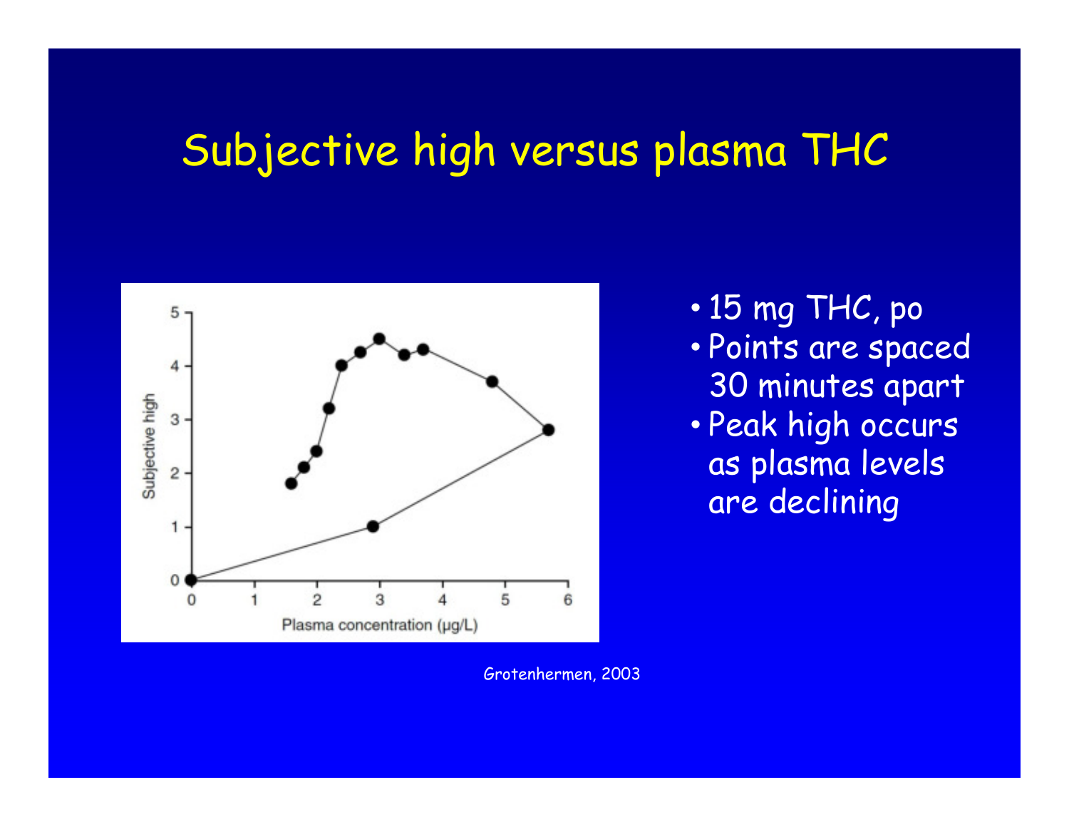# Subjective high versus plasma THC

Subjective high

5
4
3
2
1
0

0
1
2
3
4
5
6

Plasma concentration (μg/L)

- 15 mg THC, po
- Points are spaced 30 minutes apart
- Peak high occurs as plasma levels are declining

Grotenhermen, 2003